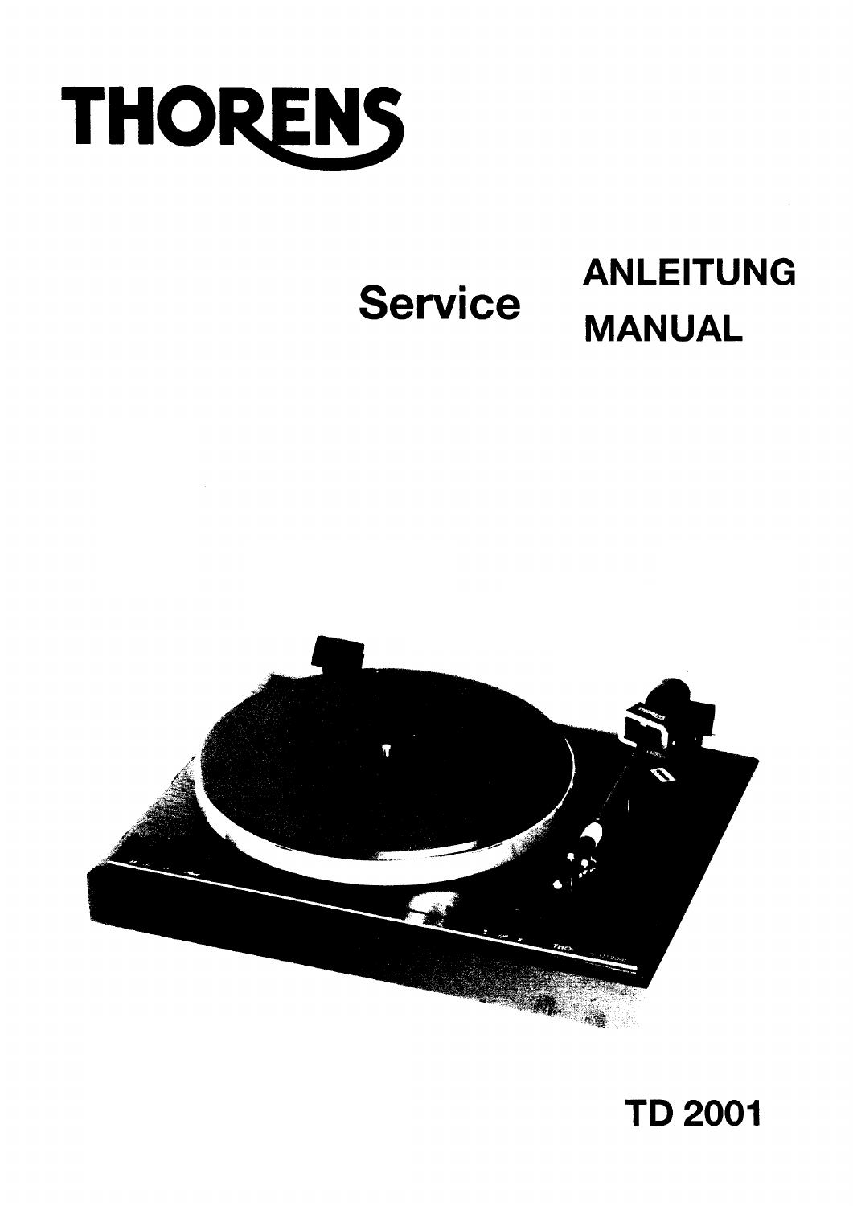# THORENS

## Service ANLEITUNG MANUAL

## TD 2001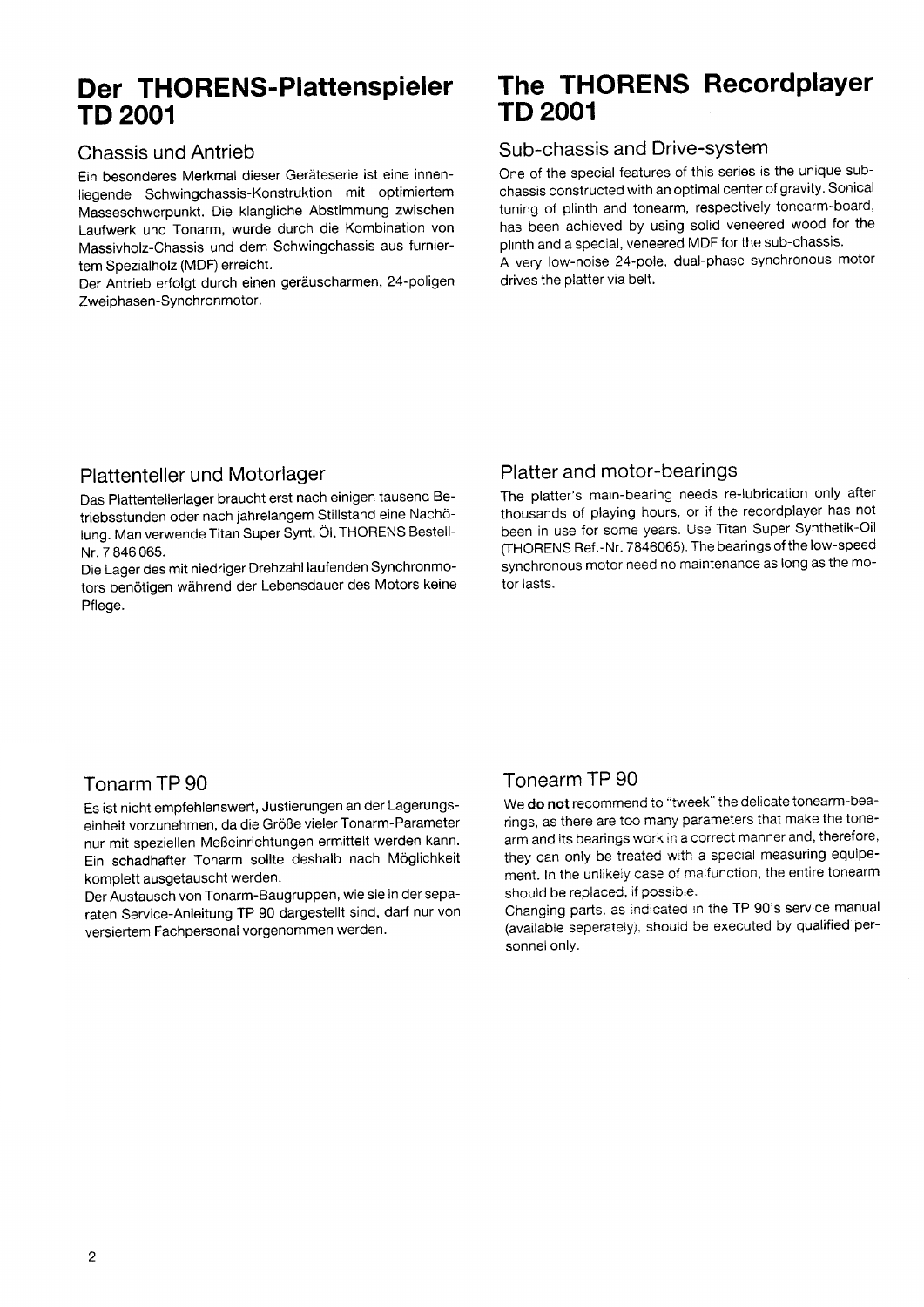# Der THORENS-Plattenspieler TD 2001

## Chassis und Antrieb

Ein besonderes Merkmal dieser Geräteserie ist eine innenliegende Schwingchassis-Konstruktion mit optimiertem Masseschwerpunkt. Die klangliche Abstimmung zwischen Laufwerk und Tonarm, wurde durch die Kombination von Massivholz-Chassis und dem Schwingchassis aus furniertem Spezialholz (MDF) erreicht.

Der Antrieb erfolgt durch einen geräuscharmen, 24-poligen Zweiphasen-Synchronmotor.

## Plattenteller und Motorlager

Das Plattentellerlager braucht erst nach einigen tausend Betriebsstunden oder nach jahrelangem Stillstand eine Nachölung. Man verwende Titan Super Synt. Öl, THORENS Bestell-Nr. 7 846 065.

Die Lager des mit niedriger Drehzahl laufenden Synchronmotors benötigen während der Lebensdauer des Motors keine Pflege.

## Tonarm TP 90

Es ist nicht empfehlenswert, Justierungen an der Lagerungseinheit vorzunehmen, da die Größe vieler Tonarm-Parameter nur mit speziellen Meßeinrichtungen ermittelt werden kann. Ein schadhafter Tonarm sollte deshalb nach Möglichkeit komplett ausgetauscht werden.

Der Austausch von Tonarm-Baugruppen, wie sie in der separaten Service-Anleitung TP 90 dargestellt sind, darf nur von versiertem Fachpersonal vorgenommen werden.

# The THORENS Recordplayer TD 2001

## Sub-chassis and Drive-system

One of the special features of this series is the unique sub-chassis constructed with an optimal center of gravity. Sonical tuning of plinth and tonearm, respectively tonearm-board, has been achieved by using solid veneered wood for the plinth and a special, veneered MDF for the sub-chassis.

A very low-noise 24-pole, dual-phase synchronous motor drives the platter via belt.

## Platter and motor-bearings

The platter's main-bearing needs re-lubrication only after thousands of playing hours, or if the recordplayer has not been in use for some years. Use Titan Super Synthetik-Oil (THORENS Ref.-Nr. 7846065). The bearings of the low-speed synchronous motor need no maintenance as long as the motor lasts.

## Tonearm TP 90

We **do not** recommend to "tweek" the delicate tonearm-bearings, as there are too many parameters that make the tonearm and its bearings work in a correct manner and, therefore, they can only be treated with a special measuring equipement. In the unlikely case of malfunction, the entire tonearm should be replaced, if possible.

Changing parts, as indicated in the TP 90's service manual (available seperately), should be executed by qualified personnel only.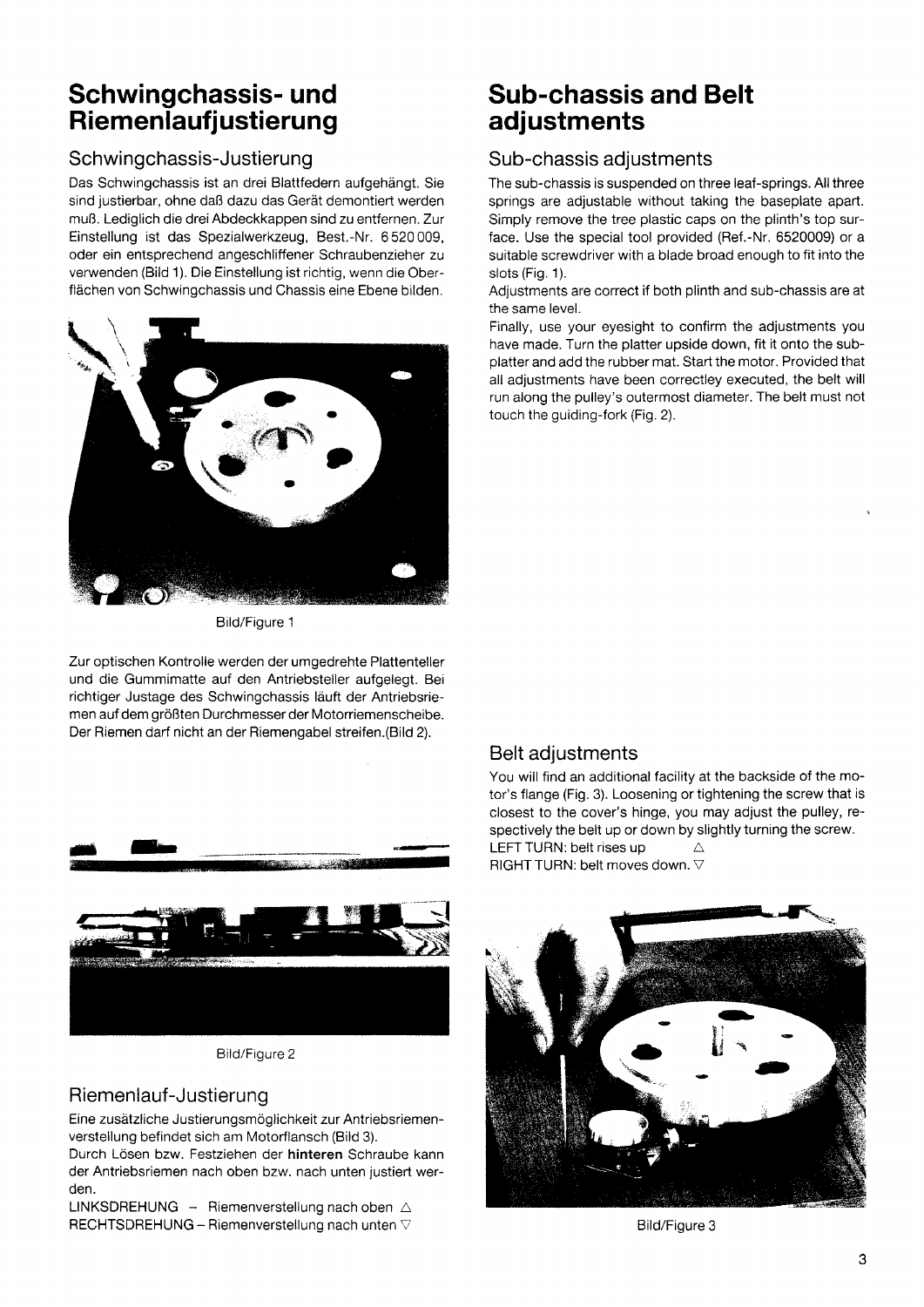# Schwingchassis- und Riemenlaufjustierung

## Schwingchassis-Justierung

Das Schwingchassis ist an drei Blattfedern aufgehängt. Sie sind justierbar, ohne daß dazu das Gerät demontiert werden muß. Lediglich die drei Abdeckkappen sind zu entfernen. Zur Einstellung ist das Spezialwerkzeug, Best.-Nr. 6 520 009, oder ein entsprechend angeschliffener Schraubenzieher zu verwenden (Bild 1). Die Einstellung ist richtig, wenn die Oberflächen von Schwingchassis und Chassis eine Ebene bilden.

Bild/Figure 1

Zur optischen Kontrolle werden der umgedrehte Plattenteller und die Gummimatte auf den Antriebsteller aufgelegt. Bei richtiger Justage des Schwingchassis läuft der Antriebsriemen auf dem größten Durchmesser der Motorriemenscheibe. Der Riemen darf nicht an der Riemengabel streifen.(Bild 2).

Bild/Figure 2

## Riemenlauf-Justierung

Eine zusätzliche Justierungsmöglichkeit zur Antriebsriemenverstellung befindet sich am Motorflansch (Bild 3).

Durch Lösen bzw. Festziehen der **hinteren** Schraube kann der Antriebsriemen nach oben bzw. nach unten justiert werden.

LINKSDREHUNG – Riemenverstellung nach oben △
RECHTSDREHUNG – Riemenverstellung nach unten ▽

# Sub-chassis and Belt adjustments

## Sub-chassis adjustments

The sub-chassis is suspended on three leaf-springs. All three springs are adjustable without taking the baseplate apart. Simply remove the tree plastic caps on the plinth's top surface. Use the special tool provided (Ref.-Nr. 6520009) or a suitable screwdriver with a blade broad enough to fit into the slots (Fig. 1).

Adjustments are correct if both plinth and sub-chassis are at the same level.

Finally, use your eyesight to confirm the adjustments you have made. Turn the platter upside down, fit it onto the sub-platter and add the rubber mat. Start the motor. Provided that all adjustments have been correctley executed, the belt will run along the pulley's outermost diameter. The belt must not touch the guiding-fork (Fig. 2).

## Belt adjustments

You will find an additional facility at the backside of the motor's flange (Fig. 3). Loosening or tightening the screw that is closest to the cover's hinge, you may adjust the pulley, respectively the belt up or down by slightly turning the screw.

LEFT TURN: belt rises up △
RIGHT TURN: belt moves down. ▽

Bild/Figure 3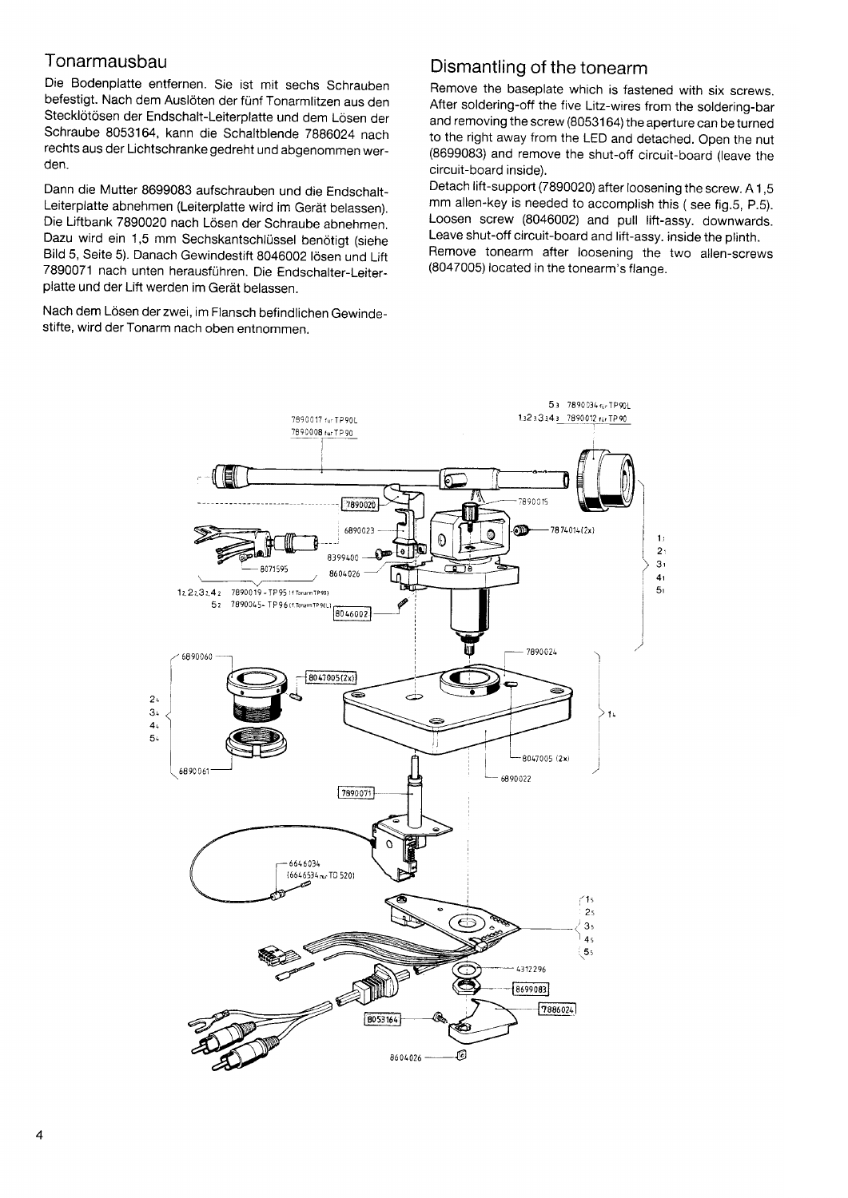## Tonarmausbau

Die Bodenplatte entfernen. Sie ist mit sechs Schrauben befestigt. Nach dem Auslöten der fünf Tonarmlitzen aus den Stecklötösen der Endschalt-Leiterplatte und dem Lösen der Schraube 8053164, kann die Schaltblende 7886024 nach rechts aus der Lichtschranke gedreht und abgenommen werden.

Dann die Mutter 8699083 aufschrauben und die Endschalt-Leiterplatte abnehmen (Leiterplatte wird im Gerät belassen). Die Liftbank 7890020 nach Lösen der Schraube abnehmen. Dazu wird ein 1,5 mm Sechskantschlüssel benötigt (siehe Bild 5, Seite 5). Danach Gewindestift 8046002 lösen und Lift 7890071 nach unten herausführen. Die Endschalter-Leiterplatte und der Lift werden im Gerät belassen.

Nach dem Lösen der zwei, im Flansch befindlichen Gewindestifte, wird der Tonarm nach oben entnommen.

## Dismantling of the tonearm

Remove the baseplate which is fastened with six screws. After soldering-off the five Litz-wires from the soldering-bar and removing the screw (8053164) the aperture can be turned to the right away from the LED and detached. Open the nut (8699083) and remove the shut-off circuit-board (leave the circuit-board inside).

Detach lift-support (7890020) after loosening the screw. A 1,5 mm allen-key is needed to accomplish this ( see fig.5, P.5). Loosen screw (8046002) and pull lift-assy. downwards. Leave shut-off circuit-board and lift-assy. inside the plinth.

Remove tonearm after loosening the two allen-screws (8047005) located in the tonearm's flange.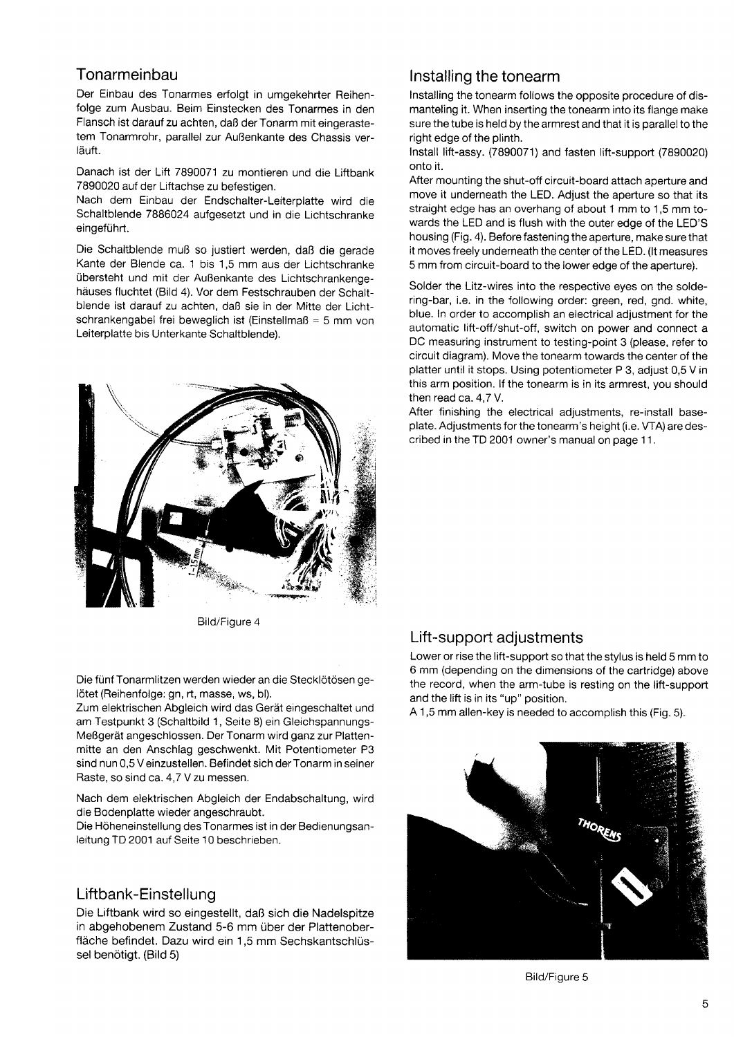## Tonarmeinbau

Der Einbau des Tonarmes erfolgt in umgekehrter Reihenfolge zum Ausbau. Beim Einstecken des Tonarmes in den Flansch ist darauf zu achten, daß der Tonarm mit eingerastetem Tonarmrohr, parallel zur Außenkante des Chassis verläuft.

Danach ist der Lift 7890071 zu montieren und die Liftbank 7890020 auf der Liftachse zu befestigen.
Nach dem Einbau der Endschalter-Leiterplatte wird die Schaltblende 7886024 aufgesetzt und in die Lichtschranke eingeführt.

Die Schaltblende muß so justiert werden, daß die gerade Kante der Blende ca. 1 bis 1,5 mm aus der Lichtschranke übersteht und mit der Außenkante des Lichtschrankengehäuses fluchtet (Bild 4). Vor dem Festschrauben der Schaltblende ist darauf zu achten, daß sie in der Mitte der Lichtschrankengabel frei beweglich ist (Einstellmaß = 5 mm von Leiterplatte bis Unterkante Schaltblende).

Bild/Figure 4

Die fünf Tonarmlitzen werden wieder an die Stecklötösen gelötet (Reihenfolge: gn, rt, masse, ws, bl).
Zum elektrischen Abgleich wird das Gerät eingeschaltet und am Testpunkt 3 (Schaltbild 1, Seite 8) ein Gleichspannungs-Meßgerät angeschlossen. Der Tonarm wird ganz zur Plattenmitte an den Anschlag geschwenkt. Mit Potentiometer P3 sind nun 0,5 V einzustellen. Befindet sich der Tonarm in seiner Raste, so sind ca. 4,7 V zu messen.

Nach dem elektrischen Abgleich der Endabschaltung, wird die Bodenplatte wieder angeschraubt.
Die Höheneinstellung des Tonarmes ist in der Bedienungsanleitung TD 2001 auf Seite 10 beschrieben.

## Liftbank-Einstellung

Die Liftbank wird so eingestellt, daß sich die Nadelspitze in abgehobenem Zustand 5-6 mm über der Plattenoberfläche befindet. Dazu wird ein 1,5 mm Sechskantschlüssel benötigt. (Bild 5)

## Installing the tonearm

Installing the tonearm follows the opposite procedure of dismanteling it. When inserting the tonearm into its flange make sure the tube is held by the armrest and that it is parallel to the right edge of the plinth.
Install lift-assy. (7890071) and fasten lift-support (7890020) onto it.
After mounting the shut-off circuit-board attach aperture and move it underneath the LED. Adjust the aperture so that its straight edge has an overhang of about 1 mm to 1,5 mm towards the LED and is flush with the outer edge of the LED'S housing (Fig. 4). Before fastening the aperture, make sure that it moves freely underneath the center of the LED. (It measures 5 mm from circuit-board to the lower edge of the aperture).

Solder the Litz-wires into the respective eyes on the soldering-bar, i.e. in the following order: green, red, gnd. white, blue. In order to accomplish an electrical adjustment for the automatic lift-off/shut-off, switch on power and connect a DC measuring instrument to testing-point 3 (please, refer to circuit diagram). Move the tonearm towards the center of the platter until it stops. Using potentiometer P 3, adjust 0,5 V in this arm position. If the tonearm is in its armrest, you should then read ca. 4,7 V.
After finishing the electrical adjustments, re-install baseplate. Adjustments for the tonearm's height (i.e. VTA) are described in the TD 2001 owner's manual on page 11.

## Lift-support adjustments

Lower or rise the lift-support so that the stylus is held 5 mm to 6 mm (depending on the dimensions of the cartridge) above the record, when the arm-tube is resting on the lift-support and the lift is in its "up" position.
A 1,5 mm allen-key is needed to accomplish this (Fig. 5).

Bild/Figure 5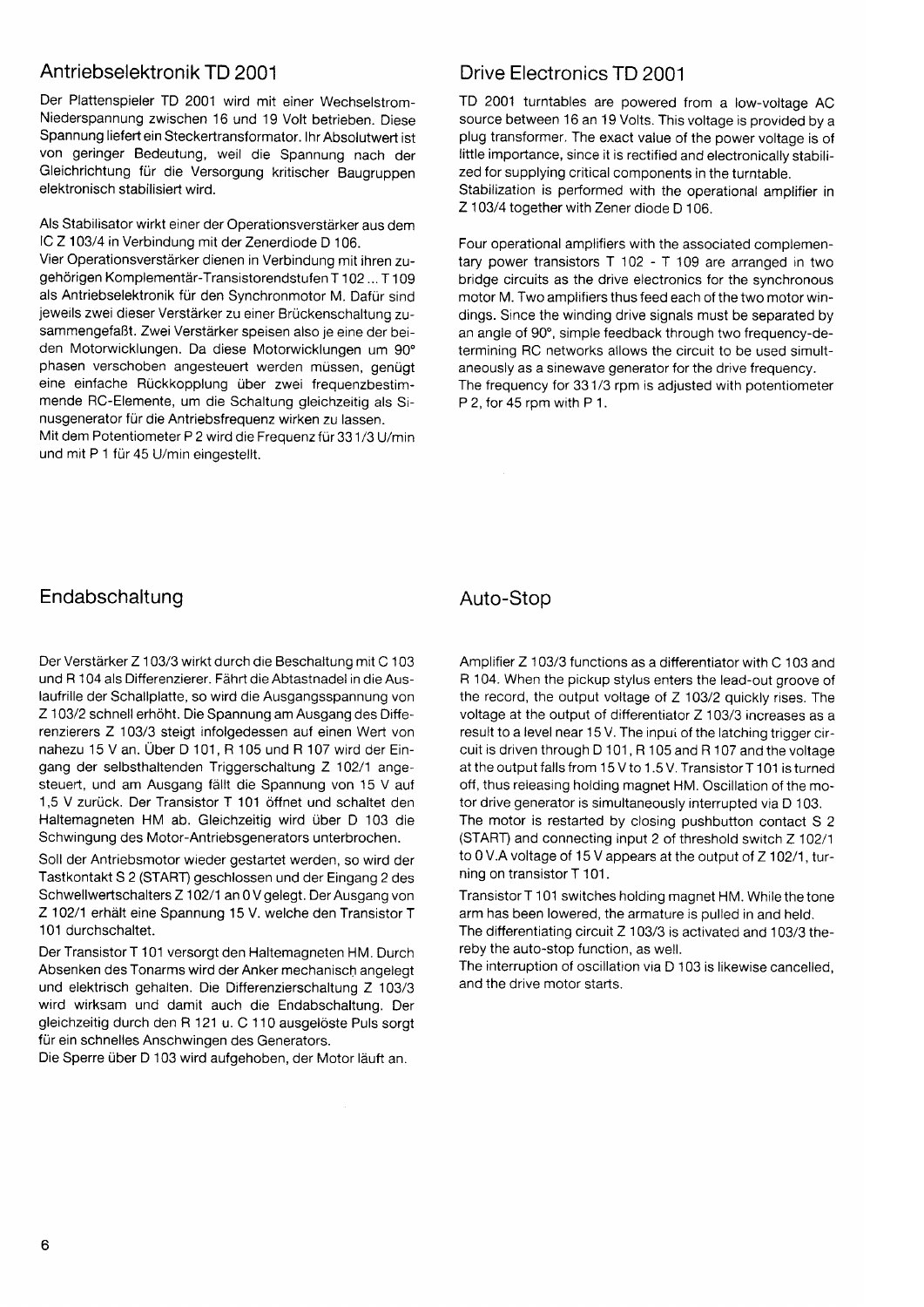## Antriebselektronik TD 2001

Der Plattenspieler TD 2001 wird mit einer Wechselstrom-Niederspannung zwischen 16 und 19 Volt betrieben. Diese Spannung liefert ein Steckertransformator. Ihr Absolutwert ist von geringer Bedeutung, weil die Spannung nach der Gleichrichtung für die Versorgung kritischer Baugruppen elektronisch stabilisiert wird.

Als Stabilisator wirkt einer der Operationsverstärker aus dem IC Z 103/4 in Verbindung mit der Zenerdiode D 106.
Vier Operationsverstärker dienen in Verbindung mit ihren zugehörigen Komplementär-Transistorendstufen T 102 ... T 109 als Antriebselektronik für den Synchronmotor M. Dafür sind jeweils zwei dieser Verstärker zu einer Brückenschaltung zusammengefaßt. Zwei Verstärker speisen also je eine der beiden Motorwicklungen. Da diese Motorwicklungen um 90° phasen verschoben angesteuert werden müssen, genügt eine einfache Rückkopplung über zwei frequenzbestimmende RC-Elemente, um die Schaltung gleichzeitig als Sinusgenerator für die Antriebsfrequenz wirken zu lassen.
Mit dem Potentiometer P 2 wird die Frequenz für 33 1/3 U/min und mit P 1 für 45 U/min eingestellt.

## Drive Electronics TD 2001

TD 2001 turntables are powered from a low-voltage AC source between 16 an 19 Volts. This voltage is provided by a plug transformer. The exact value of the power voltage is of little importance, since it is rectified and electronically stabilized for supplying critical components in the turntable.
Stabilization is performed with the operational amplifier in Z 103/4 together with Zener diode D 106.

Four operational amplifiers with the associated complementary power transistors T 102 - T 109 are arranged in two bridge circuits as the drive electronics for the synchronous motor M. Two amplifiers thus feed each of the two motor windings. Since the winding drive signals must be separated by an angle of 90°, simple feedback through two frequency-determining RC networks allows the circuit to be used simultaneously as a sinewave generator for the drive frequency.
The frequency for 33 1/3 rpm is adjusted with potentiometer P 2, for 45 rpm with P 1.

## Endabschaltung

Der Verstärker Z 103/3 wirkt durch die Beschaltung mit C 103 und R 104 als Differenzierer. Fährt die Abtastnadel in die Auslaufrille der Schallplatte, so wird die Ausgangsspannung von Z 103/2 schnell erhöht. Die Spannung am Ausgang des Differenzierers Z 103/3 steigt infolgedessen auf einen Wert von nahezu 15 V an. Über D 101, R 105 und R 107 wird der Eingang der selbsthaltenden Triggerschaltung Z 102/1 angesteuert, und am Ausgang fällt die Spannung von 15 V auf 1,5 V zurück. Der Transistor T 101 öffnet und schaltet den Haltemagneten HM ab. Gleichzeitig wird über D 103 die Schwingung des Motor-Antriebsgenerators unterbrochen.

Soll der Antriebsmotor wieder gestartet werden, so wird der Tastkontakt S 2 (START) geschlossen und der Eingang 2 des Schwellwertschalters Z 102/1 an 0 V gelegt. Der Ausgang von Z 102/1 erhält eine Spannung 15 V. welche den Transistor T 101 durchschaltet.

Der Transistor T 101 versorgt den Haltemagneten HM. Durch Absenken des Tonarms wird der Anker mechanisch angelegt und elektrisch gehalten. Die Differenzierschaltung Z 103/3 wird wirksam und damit auch die Endabschaltung. Der gleichzeitig durch den R 121 u. C 110 ausgelöste Puls sorgt für ein schnelles Anschwingen des Generators.
Die Sperre über D 103 wird aufgehoben, der Motor läuft an.

## Auto-Stop

Amplifier Z 103/3 functions as a differentiator with C 103 and R 104. When the pickup stylus enters the lead-out groove of the record, the output voltage of Z 103/2 quickly rises. The voltage at the output of differentiator Z 103/3 increases as a result to a level near 15 V. The input of the latching trigger circuit is driven through D 101, R 105 and R 107 and the voltage at the output falls from 15 V to 1.5 V. Transistor T 101 is turned off, thus releasing holding magnet HM. Oscillation of the motor drive generator is simultaneously interrupted via D 103.
The motor is restarted by closing pushbutton contact S 2 (START) and connecting input 2 of threshold switch Z 102/1 to 0 V.A voltage of 15 V appears at the output of Z 102/1, turning on transistor T 101.

Transistor T 101 switches holding magnet HM. While the tone arm has been lowered, the armature is pulled in and held.
The differentiating circuit Z 103/3 is activated and 103/3 thereby the auto-stop function, as well.
The interruption of oscillation via D 103 is likewise cancelled, and the drive motor starts.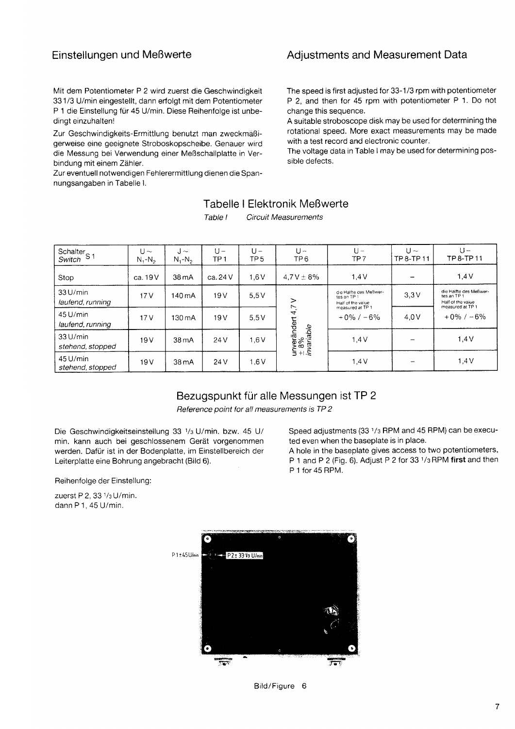## Einstellungen und Meßwerte

Mit dem Potentiometer P 2 wird zuerst die Geschwindigkeit 33 1/3 U/min eingestellt, dann erfolgt mit dem Potentiometer P 1 die Einstellung für 45 U/min. Diese Reihenfolge ist unbedingt einzuhalten!

Zur Geschwindigkeits-Ermittlung benutzt man zweckmäßigerweise eine geeignete Stroboskopscheibe. Genauer wird die Messung bei Verwendung einer Meßschallplatte in Verbindung mit einem Zähler.

Zur eventuell notwendigen Fehlerermittlung dienen die Spannungsangaben in Tabelle I.

## Adjustments and Measurement Data

The speed is first adjusted for 33-1/3 rpm with potentiometer P 2, and then for 45 rpm with potentiometer P 1. Do not change this sequence.

A suitable stroboscope disk may be used for determining the rotational speed. More exact measurements may be made with a test record and electronic counter.

The voltage data in Table I may be used for determining possible defects.

### Tabelle I Elektronik Meßwerte

*Table I Circuit Measurements*

| Schalter S 1 *Switch* | U ~ $N_1$-$N_2$ | J ~ $N_1$-$N_2$ | U – TP 1 | U – TP 5 | U – TP 6 | U – TP 7 | U ~ TP 8-TP 11 | U – TP 8-TP 11 |
|---|---|---|---|---|---|---|---|---|
| Stop | ca. 19 V | 38 mA | ca. 24 V | 1,6 V | 4,7 V ± 8% | 1,4 V | – | 1,4 V |
| 33 U/min *laufend, running* | 17 V | 140 mA | 19 V | 5,5 V | unverändert 4,7 V ± 8% *invariable* | die Hälfte des Meßwertes an TP 1 / Half of the value measured at TP 1 +0% / –6% | 3,3 V | die Hälfte des Meßwertes an TP 1 / Half of the value measured at TP 1 +0% / –6% |
| 45 U/min *laufend, running* | 17 V | 130 mA | 19 V | 5,5 V | unverändert 4,7 V ± 8% *invariable* | die Hälfte des Meßwertes an TP 1 / Half of the value measured at TP 1 +0% / –6% | 4,0 V | die Hälfte des Meßwertes an TP 1 / Half of the value measured at TP 1 +0% / –6% |
| 33 U/min *stehend, stopped* | 19 V | 38 mA | 24 V | 1,6 V | unverändert 4,7 V ± 8% *invariable* | 1,4 V | – | 1,4 V |
| 45 U/min *stehend, stopped* | 19 V | 38 mA | 24 V | 1,6 V | unverändert 4,7 V ± 8% *invariable* | 1,4 V | – | 1,4 V |

### Bezugspunkt für alle Messungen ist TP 2

*Reference point for all measurements is TP 2*

Die Geschwindigkeitseinstellung 33 1/3 U/min. bzw. 45 U/min. kann auch bei geschlossenem Gerät vorgenommen werden. Dafür ist in der Bodenplatte, im Einstellbereich der Leiterplatte eine Bohrung angebracht (Bild 6).

Reihenfolge der Einstellung:

zuerst P 2, 33 1/3 U/min.
dann P 1, 45 U/min.

Speed adjustments (33 1/3 RPM and 45 RPM) can be executed even when the baseplate is in place.

A hole in the baseplate gives access to two potentiometers, P 1 and P 2 (Fig. 6). Adjust P 2 for 33 1/3 RPM **first** and then P 1 for 45 RPM.

P 1 ± 45 U/min — P 2 ± 33 1/3 U/min

Bild/Figure 6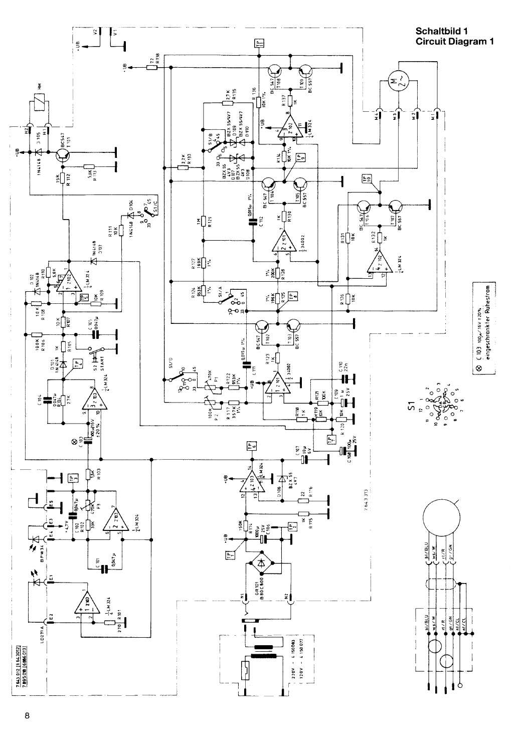# Schaltbild 1
# Circuit Diagram 1

⊗ C 103 100µ/16V ±20% eingeschränkter Ruhestrom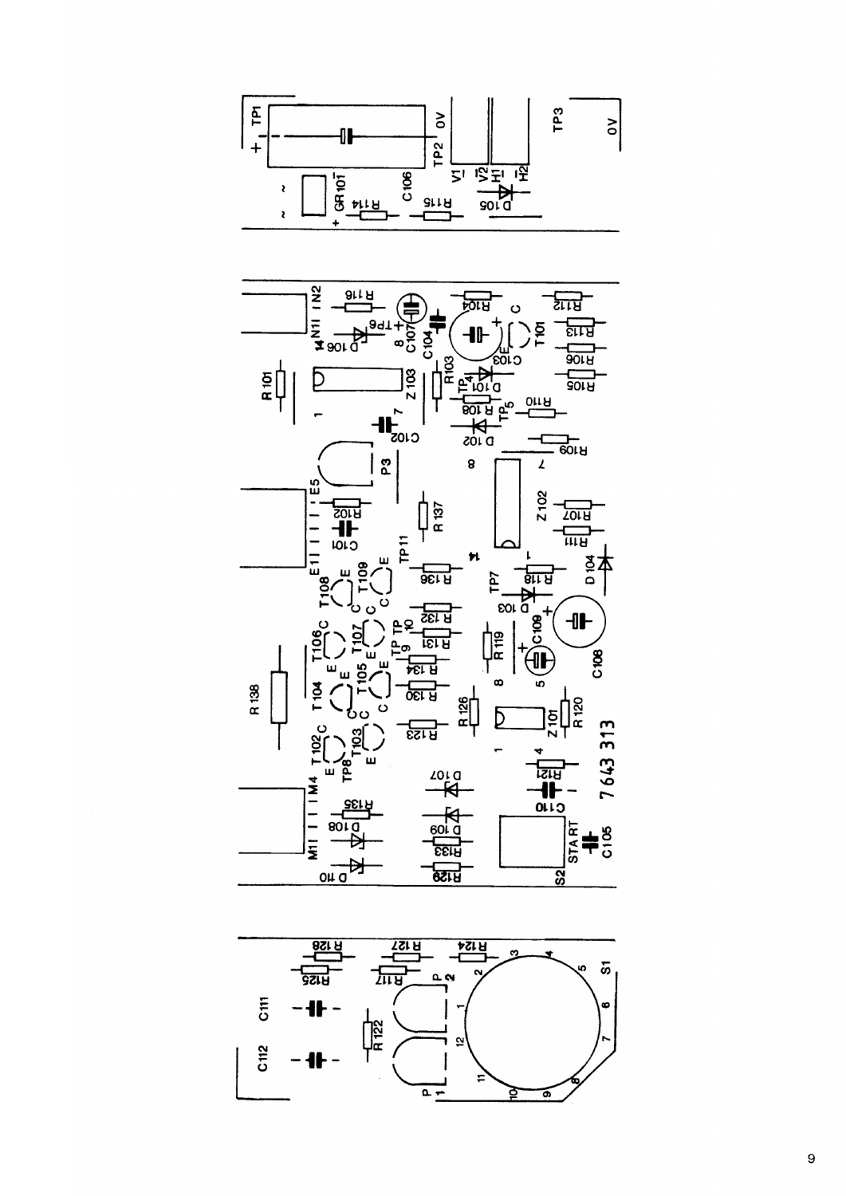7 643 313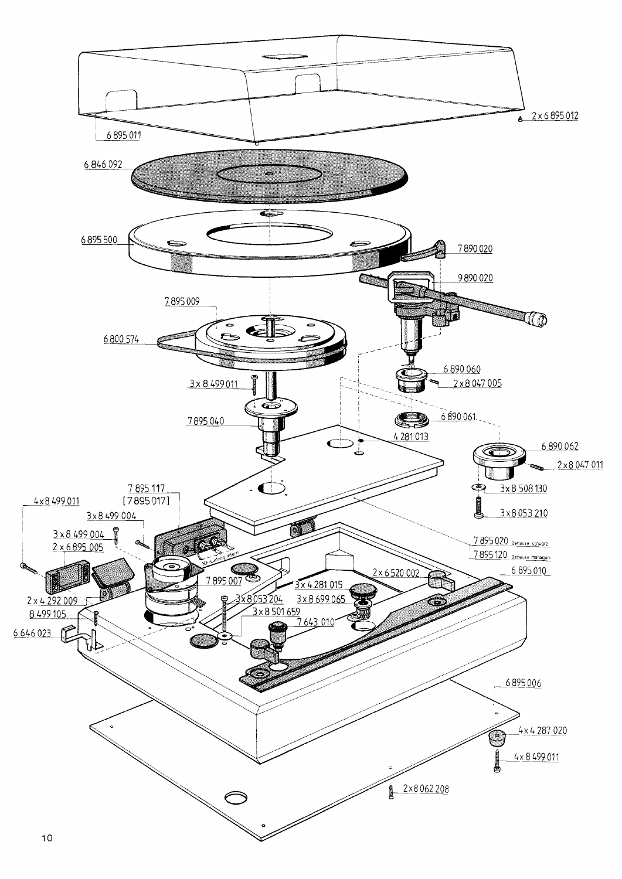6 895 011

2 x 6 895 012

6 846 092

6 895 500

7 890 020

9 890 020

7 895 009

6 800 574

6 890 060

2 x 8 047 005

3 x 8 499 011

7 895 040

6 890 061

4 281 013

6 890 062

2 x 8 047 011

3 x 8 508 130

3 x 8 053 210

7 895 117
[7 895 017]

4 x 8 499 011

3 x 8 499 004

3 x 8 499 004

2 x 6 895 005

NF-Leitung intern

7 895 020 Gehäuse schwarz

7 895 120 Gehäuse managoni

6 895 010

2 x 6 520 002

7 895 007

3 x 4 281 015

2 x 4 292 009

3 x 8 053 204

3 x 8 699 065

8 499 105

3 x 8 501 659

7 643 010

6 646 023

6 895 006

4 x 4 287 020

4 x 8 499 011

2 x 8 062 208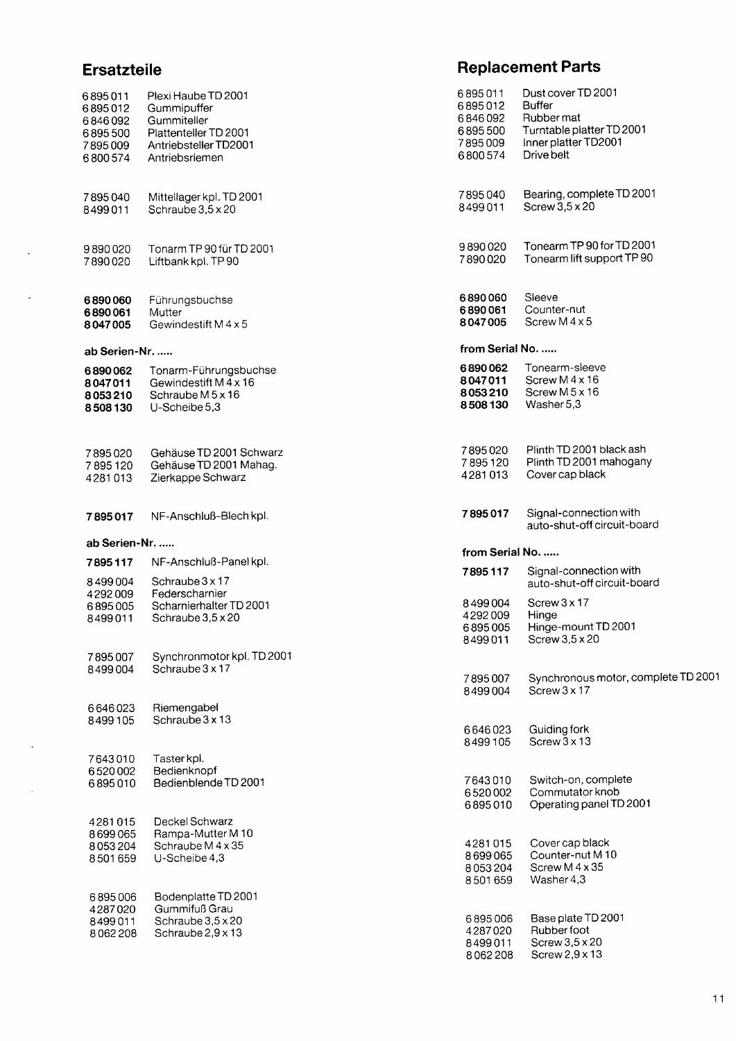## Ersatzteile

| | |
|---|---|
| 6 895 011 | Plexi Haube TD 2001 |
| 6 895 012 | Gummipuffer |
| 6 846 092 | Gummiteller |
| 6 895 500 | Plattenteller TD 2001 |
| 7 895 009 | Antriebsteller TD2001 |
| 6 800 574 | Antriebsriemen |

| | |
|---|---|
| 7 895 040 | Mittellager kpl. TD 2001 |
| 8 499 011 | Schraube 3,5 x 20 |

| | |
|---|---|
| 9 890 020 | Tonarm TP 90 für TD 2001 |
| 7 890 020 | Liftbank kpl. TP 90 |

| | |
|---|---|
| **6 890 060** | Führungsbuchse |
| **6 890 061** | Mutter |
| **8 047 005** | Gewindestift M 4 x 5 |

**ab Serien-Nr. .....**

| | |
|---|---|
| **6 890 062** | Tonarm-Führungsbuchse |
| **8 047 011** | Gewindestift M 4 x 16 |
| **8 053 210** | Schraube M 5 x 16 |
| **8 508 130** | U-Scheibe 5,3 |

| | |
|---|---|
| 7 895 020 | Gehäuse TD 2001 Schwarz |
| 7 895 120 | Gehäuse TD 2001 Mahag. |
| 4 281 013 | Zierkappe Schwarz |

| | |
|---|---|
| **7 895 017** | NF-Anschluß-Blech kpl. |

**ab Serien-Nr. .....**

| | |
|---|---|
| **7 895 117** | NF-Anschluß-Panel kpl. |
| 8 499 004 | Schraube 3 x 17 |
| 4 292 009 | Federscharnier |
| 6 895 005 | Scharnierhalter TD 2001 |
| 8 499 011 | Schraube 3,5 x 20 |

| | |
|---|---|
| 7 895 007 | Synchronmotor kpl. TD 2001 |
| 8 499 004 | Schraube 3 x 17 |

| | |
|---|---|
| 6 646 023 | Riemengabel |
| 8 499 105 | Schraube 3 x 13 |

| | |
|---|---|
| 7 643 010 | Taster kpl. |
| 6 520 002 | Bedienknopf |
| 6 895 010 | Bedienblende TD 2001 |

| | |
|---|---|
| 4 281 015 | Deckel Schwarz |
| 8 699 065 | Rampa-Mutter M 10 |
| 8 053 204 | Schraube M 4 x 35 |
| 8 501 659 | U-Scheibe 4,3 |

| | |
|---|---|
| 6 895 006 | Bodenplatte TD 2001 |
| 4 287 020 | Gummifuß Grau |
| 8 499 011 | Schraube 3,5 x 20 |
| 8 062 208 | Schraube 2,9 x 13 |

## Replacement Parts

| | |
|---|---|
| 6 895 011 | Dust cover TD 2001 |
| 6 895 012 | Buffer |
| 6 846 092 | Rubber mat |
| 6 895 500 | Turntable platter TD 2001 |
| 7 895 009 | Inner platter TD2001 |
| 6 800 574 | Drive belt |

| | |
|---|---|
| 7 895 040 | Bearing, complete TD 2001 |
| 8 499 011 | Screw 3,5 x 20 |

| | |
|---|---|
| 9 890 020 | Tonearm TP 90 for TD 2001 |
| 7 890 020 | Tonearm lift support TP 90 |

| | |
|---|---|
| **6 890 060** | Sleeve |
| **6 890 061** | Counter-nut |
| **8 047 005** | Screw M 4 x 5 |

**from Serial No. .....**

| | |
|---|---|
| **6 890 062** | Tonearm-sleeve |
| **8 047 011** | Screw M 4 x 16 |
| **8 053 210** | Screw M 5 x 16 |
| **8 508 130** | Washer 5,3 |

| | |
|---|---|
| 7 895 020 | Plinth TD 2001 black ash |
| 7 895 120 | Plinth TD 2001 mahogany |
| 4 281 013 | Cover cap black |

| | |
|---|---|
| **7 895 017** | Signal-connection with auto-shut-off circuit-board |

**from Serial No. .....**

| | |
|---|---|
| **7 895 117** | Signal-connection with auto-shut-off circuit-board |
| 8 499 004 | Screw 3 x 17 |
| 4 292 009 | Hinge |
| 6 895 005 | Hinge-mount TD 2001 |
| 8 499 011 | Screw 3,5 x 20 |

| | |
|---|---|
| 7 895 007 | Synchronous motor, complete TD 2001 |
| 8 499 004 | Screw 3 x 17 |

| | |
|---|---|
| 6 646 023 | Guiding fork |
| 8 499 105 | Screw 3 x 13 |

| | |
|---|---|
| 7 643 010 | Switch-on, complete |
| 6 520 002 | Commutator knob |
| 6 895 010 | Operating panel TD 2001 |

| | |
|---|---|
| 4 281 015 | Cover cap black |
| 8 699 065 | Counter-nut M 10 |
| 8 053 204 | Screw M 4 x 35 |
| 8 501 659 | Washer 4,3 |

| | |
|---|---|
| 6 895 006 | Base plate TD 2001 |
| 4 287 020 | Rubber foot |
| 8 499 011 | Screw 3,5 x 20 |
| 8 062 208 | Screw 2,9 x 13 |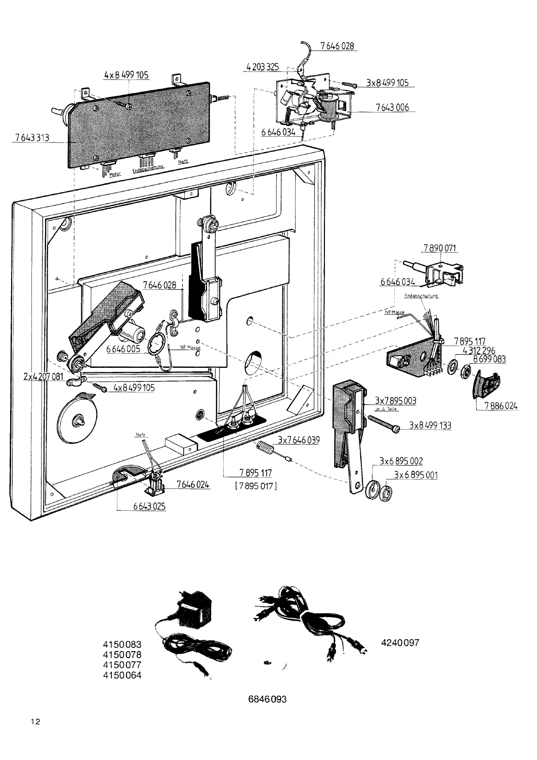7 646 028

4 203 325

4x8 499 105

3x8 499 105

7 643 006

7 643 313

6 646 034

Motor Endabschaltung Netz

7 890 071

7 646 028

6 646 034

Endabschaltung

NF-Masse

7 895 117

6 646 005

NF Masse

4 312 296

8 699 083

2x4 207 081

4x8 499 105

3x7 895 003
je 4 Teile

7 886 024

3x8 499 133

Netz

3x7 646 039

3x6 895 002

3x6 895 001

7 895 117
[7 895 017]

7 646 024

6 643 025

4150083
4150078
4150077
4150064

4240097

6846093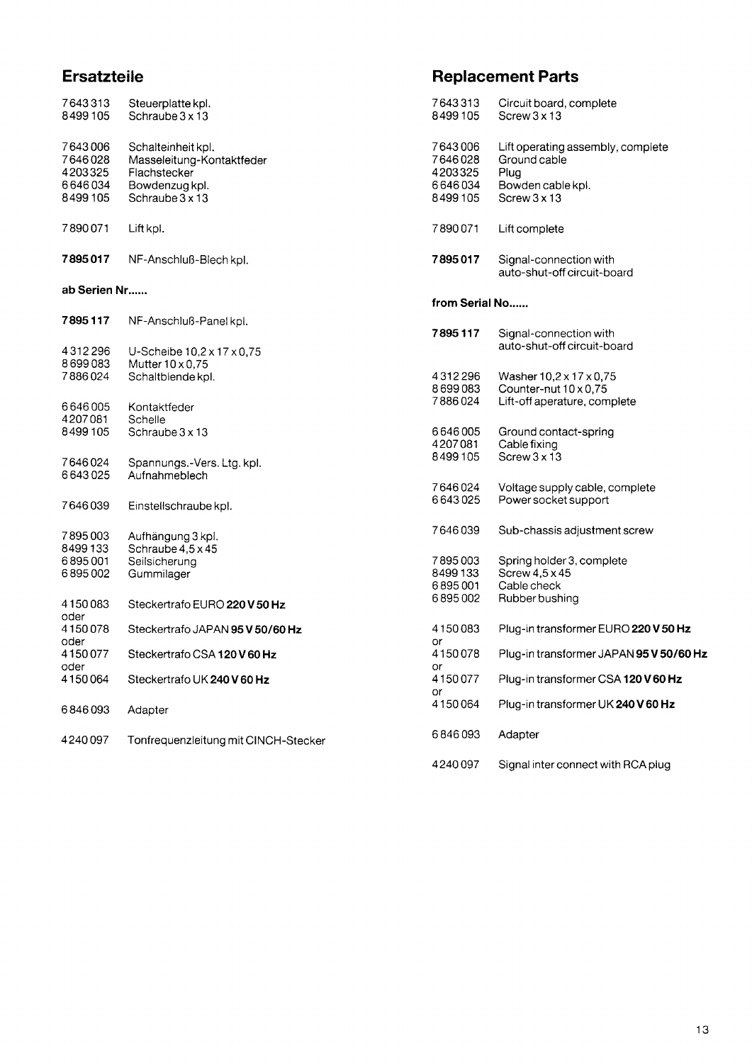## Ersatzteile

| | |
|---|---|
| 7643313 | Steuerplatte kpl. |
| 8499105 | Schraube 3 x 13 |
| | |
| 7643006 | Schalteinheit kpl. |
| 7646028 | Masseleitung-Kontaktfeder |
| 4203325 | Flachstecker |
| 6646034 | Bowdenzug kpl. |
| 8499105 | Schraube 3 x 13 |
| | |
| 7890071 | Lift kpl. |
| | |
| **7895017** | NF-Anschluß-Blech kpl. |

**ab Serien Nr......**

| | |
|---|---|
| **7895117** | NF-Anschluß-Panel kpl. |
| | |
| 4312296 | U-Scheibe 10,2 x 17 x 0,75 |
| 8699083 | Mutter 10 x 0,75 |
| 7886024 | Schaltblende kpl. |
| | |
| 6646005 | Kontaktfeder |
| 4207081 | Schelle |
| 8499105 | Schraube 3 x 13 |
| | |
| 7646024 | Spannungs.-Vers. Ltg. kpl. |
| 6643025 | Aufnahmeblech |
| | |
| 7646039 | Einstellschraube kpl. |
| | |
| 7895003 | Aufhängung 3 kpl. |
| 8499133 | Schraube 4,5 x 45 |
| 6895001 | Seilsicherung |
| 6895002 | Gummilager |
| | |
| 4150083 | Steckertrafo EURO **220 V 50 Hz** |
| oder | |
| 4150078 | Steckertrafo JAPAN **95 V 50/60 Hz** |
| oder | |
| 4150077 | Steckertrafo CSA **120 V 60 Hz** |
| oder | |
| 4150064 | Steckertrafo UK **240 V 60 Hz** |
| | |
| 6846093 | Adapter |
| | |
| 4240097 | Tonfrequenzleitung mit CINCH-Stecker |

## Replacement Parts

| | |
|---|---|
| 7643313 | Circuit board, complete |
| 8499105 | Screw 3 x 13 |
| | |
| 7643006 | Lift operating assembly, complete |
| 7646028 | Ground cable |
| 4203325 | Plug |
| 6646034 | Bowden cable kpl. |
| 8499105 | Screw 3 x 13 |
| | |
| 7890071 | Lift complete |
| | |
| **7895017** | Signal-connection with auto-shut-off circuit-board |

**from Serial No......**

| | |
|---|---|
| **7895117** | Signal-connection with auto-shut-off circuit-board |
| | |
| 4312296 | Washer 10,2 x 17 x 0,75 |
| 8699083 | Counter-nut 10 x 0,75 |
| 7886024 | Lift-off aperature, complete |
| | |
| 6646005 | Ground contact-spring |
| 4207081 | Cable fixing |
| 8499105 | Screw 3 x 13 |
| | |
| 7646024 | Voltage supply cable, complete |
| 6643025 | Power socket support |
| | |
| 7646039 | Sub-chassis adjustment screw |
| | |
| 7895003 | Spring holder 3, complete |
| 8499133 | Screw 4,5 x 45 |
| 6895001 | Cable check |
| 6895002 | Rubber bushing |
| | |
| 4150083 | Plug-in transformer EURO **220 V 50 Hz** |
| or | |
| 4150078 | Plug-in transformer JAPAN **95 V 50/60 Hz** |
| or | |
| 4150077 | Plug-in transformer CSA **120 V 60 Hz** |
| or | |
| 4150064 | Plug-in transformer UK **240 V 60 Hz** |
| | |
| 6846093 | Adapter |
| | |
| 4240097 | Signal inter connect with RCA plug |